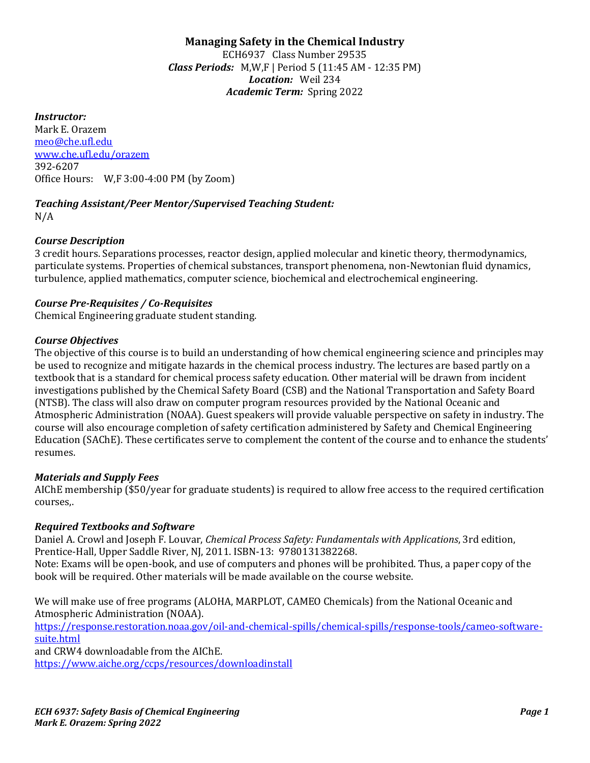# Managing Safety in the Chemical Industry

ECH6937 Class Number 29535

***Class Periods:*** M,W,F | Period 5 (11:45 AM - 12:35 PM)

***Location:*** Weil 234

***Academic Term:*** Spring 2022

***Instructor:***

Mark E. Orazem

meo@che.ufl.edu

www.che.ufl.edu/orazem

392-6207

Office Hours: W,F 3:00-4:00 PM (by Zoom)

***Teaching Assistant/Peer Mentor/Supervised Teaching Student:***

N/A

***Course Description***

3 credit hours. Separations processes, reactor design, applied molecular and kinetic theory, thermodynamics, particulate systems. Properties of chemical substances, transport phenomena, non-Newtonian fluid dynamics, turbulence, applied mathematics, computer science, biochemical and electrochemical engineering.

***Course Pre-Requisites / Co-Requisites***

Chemical Engineering graduate student standing.

***Course Objectives***

The objective of this course is to build an understanding of how chemical engineering science and principles may be used to recognize and mitigate hazards in the chemical process industry. The lectures are based partly on a textbook that is a standard for chemical process safety education. Other material will be drawn from incident investigations published by the Chemical Safety Board (CSB) and the National Transportation and Safety Board (NTSB). The class will also draw on computer program resources provided by the National Oceanic and Atmospheric Administration (NOAA). Guest speakers will provide valuable perspective on safety in industry. The course will also encourage completion of safety certification administered by Safety and Chemical Engineering Education (SAChE). These certificates serve to complement the content of the course and to enhance the students' resumes.

***Materials and Supply Fees***

AIChE membership ($50/year for graduate students) is required to allow free access to the required certification courses,.

***Required Textbooks and Software***

Daniel A. Crowl and Joseph F. Louvar, *Chemical Process Safety: Fundamentals with Applications*, 3rd edition, Prentice-Hall, Upper Saddle River, NJ, 2011. ISBN-13: 9780131382268.

Note: Exams will be open-book, and use of computers and phones will be prohibited. Thus, a paper copy of the book will be required. Other materials will be made available on the course website.

We will make use of free programs (ALOHA, MARPLOT, CAMEO Chemicals) from the National Oceanic and Atmospheric Administration (NOAA).

https://response.restoration.noaa.gov/oil-and-chemical-spills/chemical-spills/response-tools/cameo-software-suite.html

and CRW4 downloadable from the AIChE.

https://www.aiche.org/ccps/resources/downloadinstall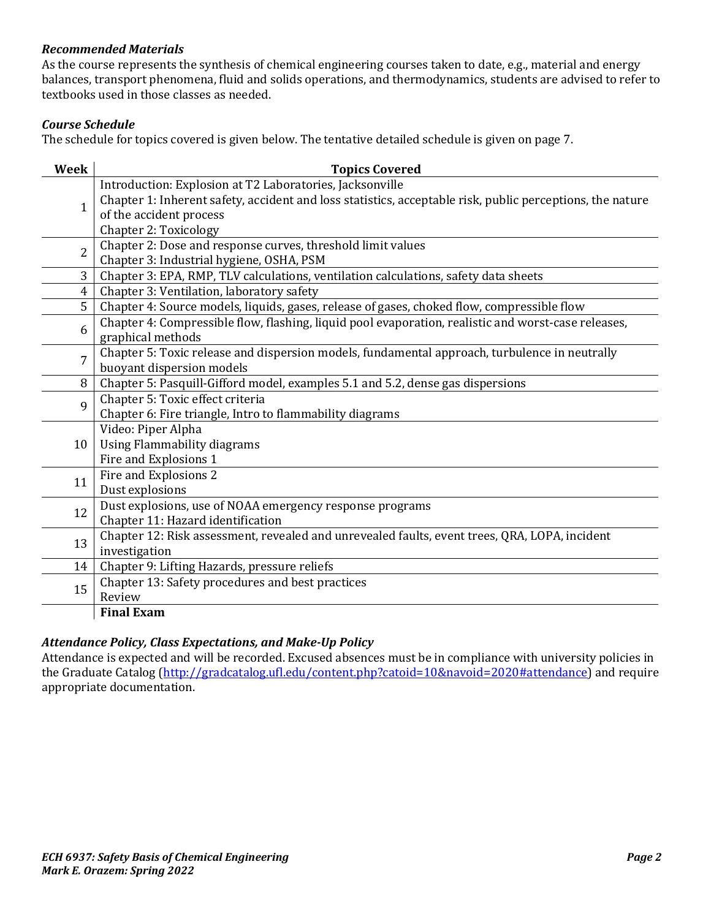### *Recommended Materials*

As the course represents the synthesis of chemical engineering courses taken to date, e.g., material and energy balances, transport phenomena, fluid and solids operations, and thermodynamics, students are advised to refer to textbooks used in those classes as needed.

### *Course Schedule*

The schedule for topics covered is given below. The tentative detailed schedule is given on page 7.

| Week | Topics Covered |
|---|---|
| 1 | Introduction: Explosion at T2 Laboratories, Jacksonville<br>Chapter 1: Inherent safety, accident and loss statistics, acceptable risk, public perceptions, the nature of the accident process<br>Chapter 2: Toxicology |
| 2 | Chapter 2: Dose and response curves, threshold limit values<br>Chapter 3: Industrial hygiene, OSHA, PSM |
| 3 | Chapter 3: EPA, RMP, TLV calculations, ventilation calculations, safety data sheets |
| 4 | Chapter 3: Ventilation, laboratory safety |
| 5 | Chapter 4: Source models, liquids, gases, release of gases, choked flow, compressible flow |
| 6 | Chapter 4: Compressible flow, flashing, liquid pool evaporation, realistic and worst-case releases, graphical methods |
| 7 | Chapter 5: Toxic release and dispersion models, fundamental approach, turbulence in neutrally buoyant dispersion models |
| 8 | Chapter 5: Pasquill-Gifford model, examples 5.1 and 5.2, dense gas dispersions |
| 9 | Chapter 5: Toxic effect criteria<br>Chapter 6: Fire triangle, Intro to flammability diagrams |
| 10 | Video: Piper Alpha<br>Using Flammability diagrams<br>Fire and Explosions 1 |
| 11 | Fire and Explosions 2<br>Dust explosions |
| 12 | Dust explosions, use of NOAA emergency response programs<br>Chapter 11: Hazard identification |
| 13 | Chapter 12: Risk assessment, revealed and unrevealed faults, event trees, QRA, LOPA, incident investigation |
| 14 | Chapter 9: Lifting Hazards, pressure reliefs |
| 15 | Chapter 13: Safety procedures and best practices<br>Review |
| | **Final Exam** |

### *Attendance Policy, Class Expectations, and Make-Up Policy*

Attendance is expected and will be recorded. Excused absences must be in compliance with university policies in the Graduate Catalog (http://gradcatalog.ufl.edu/content.php?catoid=10&navoid=2020#attendance) and require appropriate documentation.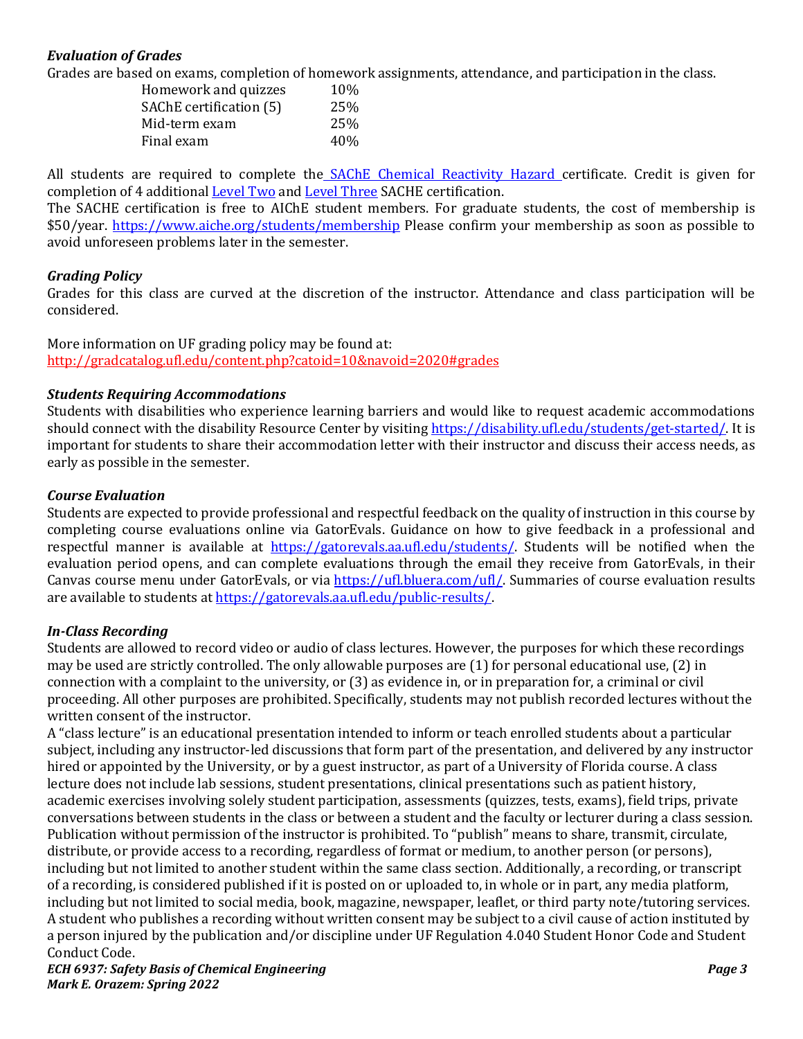### *Evaluation of Grades*

Grades are based on exams, completion of homework assignments, attendance, and participation in the class.

| | |
|---|---|
| Homework and quizzes | 10% |
| SAChE certification (5) | 25% |
| Mid-term exam | 25% |
| Final exam | 40% |

All students are required to complete the SAChE Chemical Reactivity Hazard certificate. Credit is given for completion of 4 additional Level Two and Level Three SACHE certification.

The SACHE certification is free to AIChE student members. For graduate students, the cost of membership is $50/year. https://www.aiche.org/students/membership Please confirm your membership as soon as possible to avoid unforeseen problems later in the semester.

### *Grading Policy*

Grades for this class are curved at the discretion of the instructor. Attendance and class participation will be considered.

More information on UF grading policy may be found at:
http://gradcatalog.ufl.edu/content.php?catoid=10&navoid=2020#grades

### *Students Requiring Accommodations*

Students with disabilities who experience learning barriers and would like to request academic accommodations should connect with the disability Resource Center by visiting https://disability.ufl.edu/students/get-started/. It is important for students to share their accommodation letter with their instructor and discuss their access needs, as early as possible in the semester.

### *Course Evaluation*

Students are expected to provide professional and respectful feedback on the quality of instruction in this course by completing course evaluations online via GatorEvals. Guidance on how to give feedback in a professional and respectful manner is available at https://gatorevals.aa.ufl.edu/students/. Students will be notified when the evaluation period opens, and can complete evaluations through the email they receive from GatorEvals, in their Canvas course menu under GatorEvals, or via https://ufl.bluera.com/ufl/. Summaries of course evaluation results are available to students at https://gatorevals.aa.ufl.edu/public-results/.

### *In-Class Recording*

Students are allowed to record video or audio of class lectures. However, the purposes for which these recordings may be used are strictly controlled. The only allowable purposes are (1) for personal educational use, (2) in connection with a complaint to the university, or (3) as evidence in, or in preparation for, a criminal or civil proceeding. All other purposes are prohibited. Specifically, students may not publish recorded lectures without the written consent of the instructor.

A "class lecture" is an educational presentation intended to inform or teach enrolled students about a particular subject, including any instructor-led discussions that form part of the presentation, and delivered by any instructor hired or appointed by the University, or by a guest instructor, as part of a University of Florida course. A class lecture does not include lab sessions, student presentations, clinical presentations such as patient history, academic exercises involving solely student participation, assessments (quizzes, tests, exams), field trips, private conversations between students in the class or between a student and the faculty or lecturer during a class session. Publication without permission of the instructor is prohibited. To "publish" means to share, transmit, circulate, distribute, or provide access to a recording, regardless of format or medium, to another person (or persons), including but not limited to another student within the same class section. Additionally, a recording, or transcript of a recording, is considered published if it is posted on or uploaded to, in whole or in part, any media platform, including but not limited to social media, book, magazine, newspaper, leaflet, or third party note/tutoring services. A student who publishes a recording without written consent may be subject to a civil cause of action instituted by a person injured by the publication and/or discipline under UF Regulation 4.040 Student Honor Code and Student Conduct Code.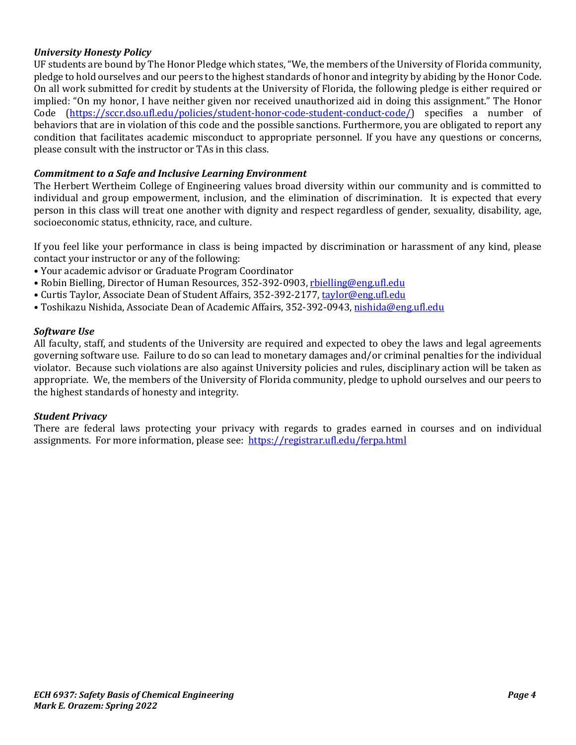### *University Honesty Policy*

UF students are bound by The Honor Pledge which states, "We, the members of the University of Florida community, pledge to hold ourselves and our peers to the highest standards of honor and integrity by abiding by the Honor Code. On all work submitted for credit by students at the University of Florida, the following pledge is either required or implied: "On my honor, I have neither given nor received unauthorized aid in doing this assignment." The Honor Code (https://sccr.dso.ufl.edu/policies/student-honor-code-student-conduct-code/) specifies a number of behaviors that are in violation of this code and the possible sanctions. Furthermore, you are obligated to report any condition that facilitates academic misconduct to appropriate personnel. If you have any questions or concerns, please consult with the instructor or TAs in this class.

### *Commitment to a Safe and Inclusive Learning Environment*

The Herbert Wertheim College of Engineering values broad diversity within our community and is committed to individual and group empowerment, inclusion, and the elimination of discrimination. It is expected that every person in this class will treat one another with dignity and respect regardless of gender, sexuality, disability, age, socioeconomic status, ethnicity, race, and culture.

If you feel like your performance in class is being impacted by discrimination or harassment of any kind, please contact your instructor or any of the following:

- Your academic advisor or Graduate Program Coordinator
- Robin Bielling, Director of Human Resources, 352-392-0903, rbielling@eng.ufl.edu
- Curtis Taylor, Associate Dean of Student Affairs, 352-392-2177, taylor@eng.ufl.edu
- Toshikazu Nishida, Associate Dean of Academic Affairs, 352-392-0943, nishida@eng.ufl.edu

### *Software Use*

All faculty, staff, and students of the University are required and expected to obey the laws and legal agreements governing software use. Failure to do so can lead to monetary damages and/or criminal penalties for the individual violator. Because such violations are also against University policies and rules, disciplinary action will be taken as appropriate. We, the members of the University of Florida community, pledge to uphold ourselves and our peers to the highest standards of honesty and integrity.

### *Student Privacy*

There are federal laws protecting your privacy with regards to grades earned in courses and on individual assignments. For more information, please see: https://registrar.ufl.edu/ferpa.html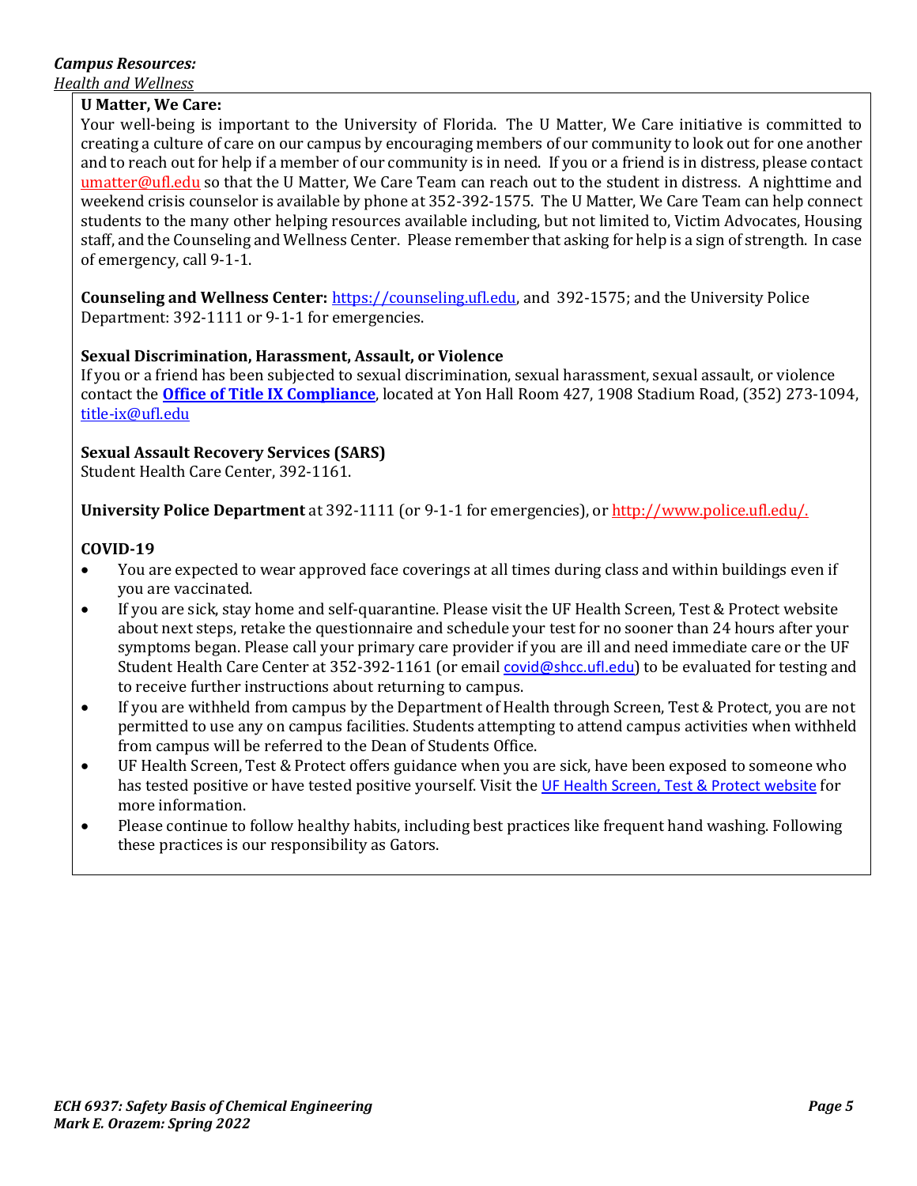***Campus Resources:***

*Health and Wellness*

**U Matter, We Care:**

Your well-being is important to the University of Florida. The U Matter, We Care initiative is committed to creating a culture of care on our campus by encouraging members of our community to look out for one another and to reach out for help if a member of our community is in need. If you or a friend is in distress, please contact umatter@ufl.edu so that the U Matter, We Care Team can reach out to the student in distress. A nighttime and weekend crisis counselor is available by phone at 352-392-1575. The U Matter, We Care Team can help connect students to the many other helping resources available including, but not limited to, Victim Advocates, Housing staff, and the Counseling and Wellness Center. Please remember that asking for help is a sign of strength. In case of emergency, call 9-1-1.

**Counseling and Wellness Center:** https://counseling.ufl.edu, and 392-1575; and the University Police Department: 392-1111 or 9-1-1 for emergencies.

**Sexual Discrimination, Harassment, Assault, or Violence**

If you or a friend has been subjected to sexual discrimination, sexual harassment, sexual assault, or violence contact the **Office of Title IX Compliance**, located at Yon Hall Room 427, 1908 Stadium Road, (352) 273-1094, title-ix@ufl.edu

**Sexual Assault Recovery Services (SARS)**

Student Health Care Center, 392-1161.

**University Police Department** at 392-1111 (or 9-1-1 for emergencies), or http://www.police.ufl.edu/.

**COVID-19**

- You are expected to wear approved face coverings at all times during class and within buildings even if you are vaccinated.
- If you are sick, stay home and self-quarantine. Please visit the UF Health Screen, Test & Protect website about next steps, retake the questionnaire and schedule your test for no sooner than 24 hours after your symptoms began. Please call your primary care provider if you are ill and need immediate care or the UF Student Health Care Center at 352-392-1161 (or email covid@shcc.ufl.edu) to be evaluated for testing and to receive further instructions about returning to campus.
- If you are withheld from campus by the Department of Health through Screen, Test & Protect, you are not permitted to use any on campus facilities. Students attempting to attend campus activities when withheld from campus will be referred to the Dean of Students Office.
- UF Health Screen, Test & Protect offers guidance when you are sick, have been exposed to someone who has tested positive or have tested positive yourself. Visit the UF Health Screen, Test & Protect website for more information.
- Please continue to follow healthy habits, including best practices like frequent hand washing. Following these practices is our responsibility as Gators.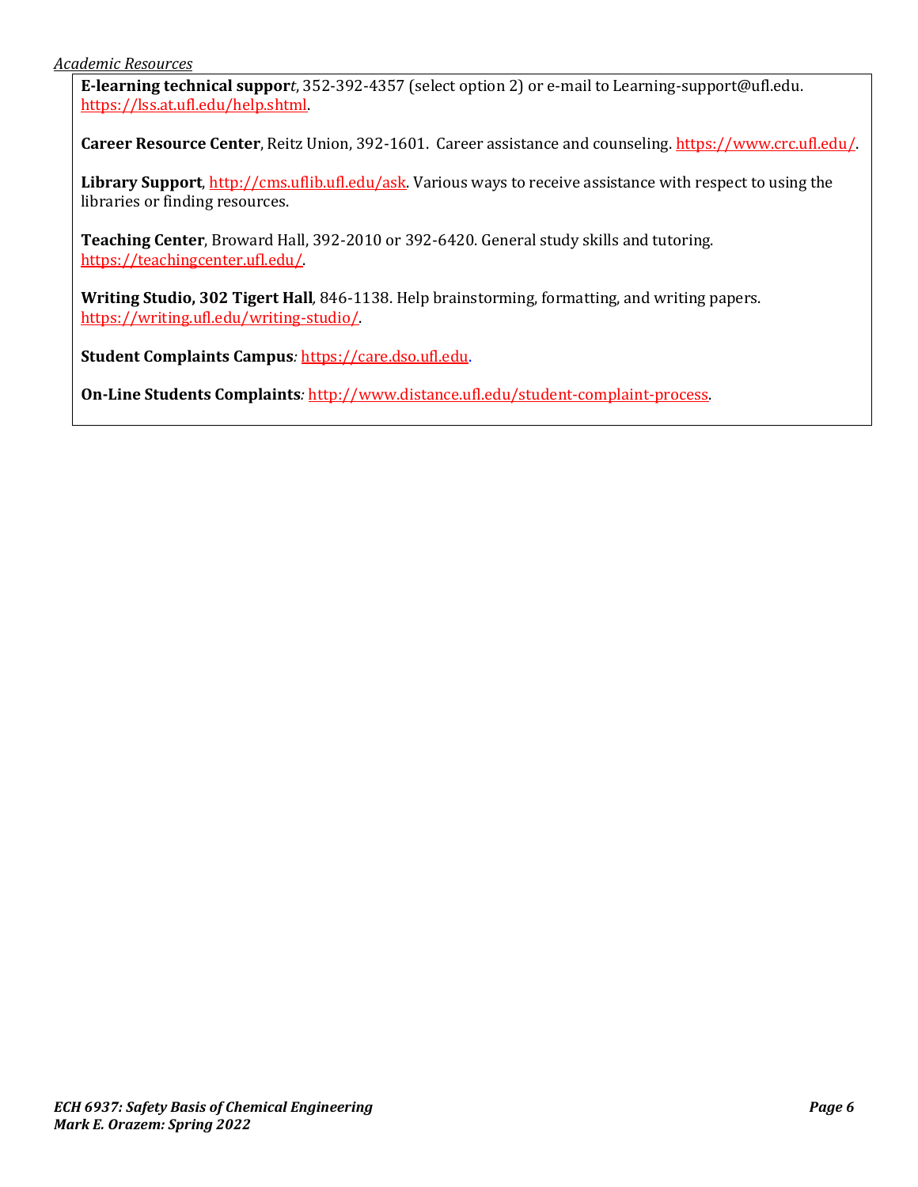*Academic Resources*

**E-learning technical suppor***t*, 352-392-4357 (select option 2) or e-mail to Learning-support@ufl.edu. https://lss.at.ufl.edu/help.shtml.

**Career Resource Center**, Reitz Union, 392-1601. Career assistance and counseling. https://www.crc.ufl.edu/.

**Library Support**, http://cms.uflib.ufl.edu/ask. Various ways to receive assistance with respect to using the libraries or finding resources.

**Teaching Center**, Broward Hall, 392-2010 or 392-6420. General study skills and tutoring. https://teachingcenter.ufl.edu/.

**Writing Studio, 302 Tigert Hall***,* 846-1138. Help brainstorming, formatting, and writing papers. https://writing.ufl.edu/writing-studio/.

**Student Complaints Campus***:* https://care.dso.ufl.edu.

**On-Line Students Complaints***:* http://www.distance.ufl.edu/student-complaint-process.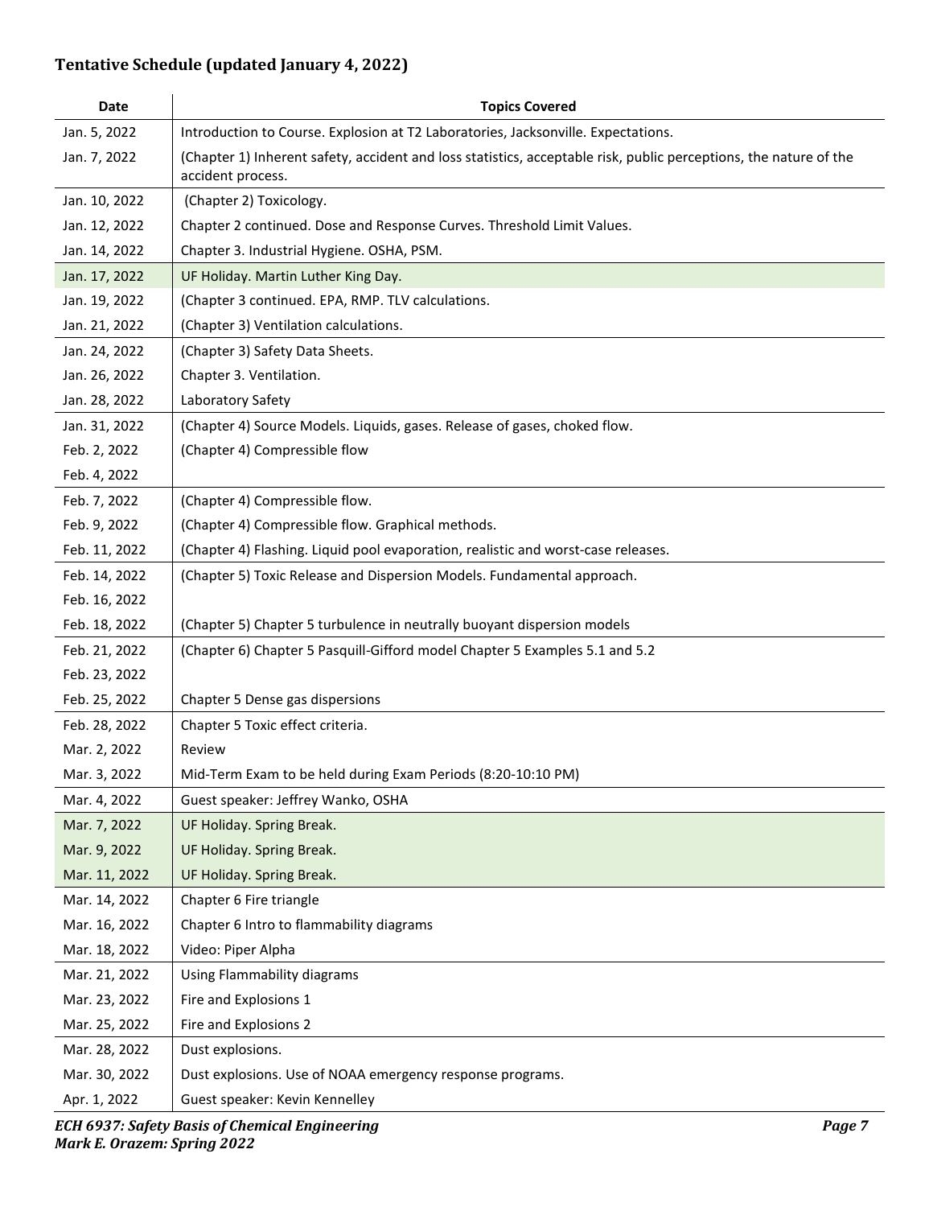### Tentative Schedule (updated January 4, 2022)

| Date | Topics Covered |
|---|---|
| Jan. 5, 2022 | Introduction to Course. Explosion at T2 Laboratories, Jacksonville. Expectations. |
| Jan. 7, 2022 | (Chapter 1) Inherent safety, accident and loss statistics, acceptable risk, public perceptions, the nature of the accident process. |
| Jan. 10, 2022 | (Chapter 2) Toxicology. |
| Jan. 12, 2022 | Chapter 2 continued. Dose and Response Curves. Threshold Limit Values. |
| Jan. 14, 2022 | Chapter 3. Industrial Hygiene. OSHA, PSM. |
| Jan. 17, 2022 | UF Holiday. Martin Luther King Day. |
| Jan. 19, 2022 | (Chapter 3 continued. EPA, RMP. TLV calculations. |
| Jan. 21, 2022 | (Chapter 3) Ventilation calculations. |
| Jan. 24, 2022 | (Chapter 3) Safety Data Sheets. |
| Jan. 26, 2022 | Chapter 3. Ventilation. |
| Jan. 28, 2022 | Laboratory Safety |
| Jan. 31, 2022 | (Chapter 4) Source Models. Liquids, gases. Release of gases, choked flow. |
| Feb. 2, 2022 | (Chapter 4) Compressible flow |
| Feb. 4, 2022 | |
| Feb. 7, 2022 | (Chapter 4) Compressible flow. |
| Feb. 9, 2022 | (Chapter 4) Compressible flow. Graphical methods. |
| Feb. 11, 2022 | (Chapter 4) Flashing. Liquid pool evaporation, realistic and worst-case releases. |
| Feb. 14, 2022 | (Chapter 5) Toxic Release and Dispersion Models. Fundamental approach. |
| Feb. 16, 2022 | |
| Feb. 18, 2022 | (Chapter 5) Chapter 5 turbulence in neutrally buoyant dispersion models |
| Feb. 21, 2022 | (Chapter 6) Chapter 5 Pasquill-Gifford model Chapter 5 Examples 5.1 and 5.2 |
| Feb. 23, 2022 | |
| Feb. 25, 2022 | Chapter 5 Dense gas dispersions |
| Feb. 28, 2022 | Chapter 5 Toxic effect criteria. |
| Mar. 2, 2022 | Review |
| Mar. 3, 2022 | Mid-Term Exam to be held during Exam Periods (8:20-10:10 PM) |
| Mar. 4, 2022 | Guest speaker: Jeffrey Wanko, OSHA |
| Mar. 7, 2022 | UF Holiday. Spring Break. |
| Mar. 9, 2022 | UF Holiday. Spring Break. |
| Mar. 11, 2022 | UF Holiday. Spring Break. |
| Mar. 14, 2022 | Chapter 6 Fire triangle |
| Mar. 16, 2022 | Chapter 6 Intro to flammability diagrams |
| Mar. 18, 2022 | Video: Piper Alpha |
| Mar. 21, 2022 | Using Flammability diagrams |
| Mar. 23, 2022 | Fire and Explosions 1 |
| Mar. 25, 2022 | Fire and Explosions 2 |
| Mar. 28, 2022 | Dust explosions. |
| Mar. 30, 2022 | Dust explosions. Use of NOAA emergency response programs. |
| Apr. 1, 2022 | Guest speaker: Kevin Kennelley |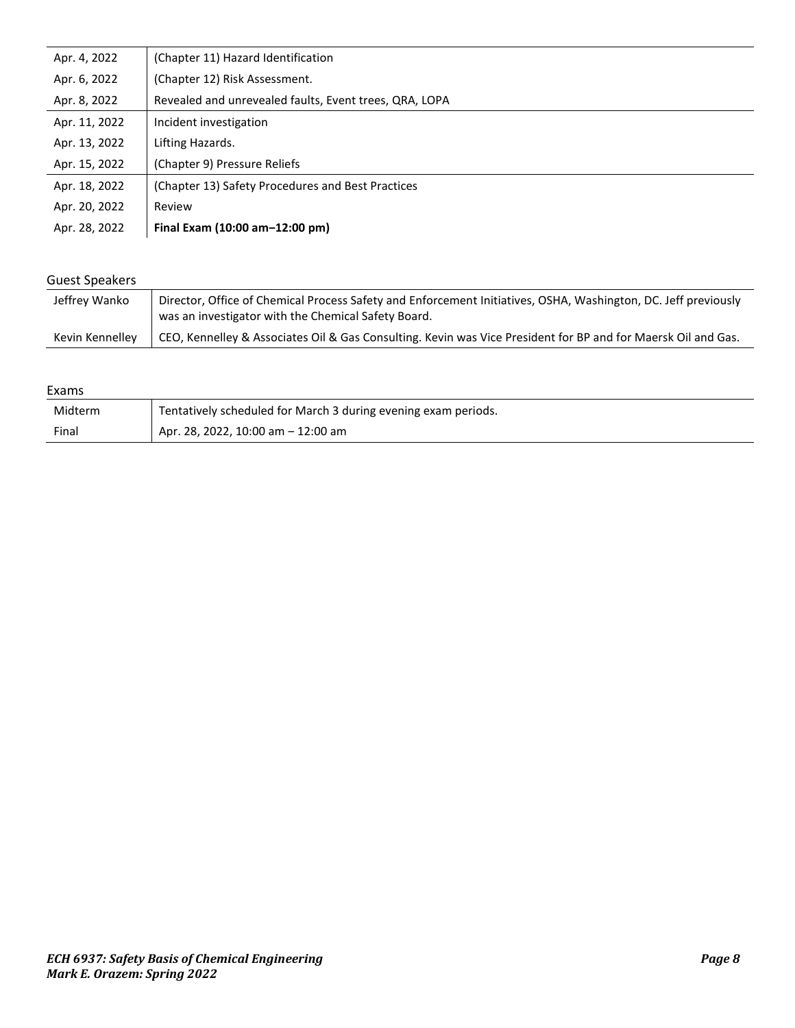| | |
|---|---|
| Apr. 4, 2022 | (Chapter 11) Hazard Identification |
| Apr. 6, 2022 | (Chapter 12) Risk Assessment. |
| Apr. 8, 2022 | Revealed and unrevealed faults, Event trees, QRA, LOPA |
| Apr. 11, 2022 | Incident investigation |
| Apr. 13, 2022 | Lifting Hazards. |
| Apr. 15, 2022 | (Chapter 9) Pressure Reliefs |
| Apr. 18, 2022 | (Chapter 13) Safety Procedures and Best Practices |
| Apr. 20, 2022 | Review |
| Apr. 28, 2022 | **Final Exam (10:00 am–12:00 pm)** |

## Guest Speakers

| | |
|---|---|
| Jeffrey Wanko | Director, Office of Chemical Process Safety and Enforcement Initiatives, OSHA, Washington, DC. Jeff previously was an investigator with the Chemical Safety Board. |
| Kevin Kennelley | CEO, Kennelley & Associates Oil & Gas Consulting. Kevin was Vice President for BP and for Maersk Oil and Gas. |

## Exams

| | |
|---|---|
| Midterm | Tentatively scheduled for March 3 during evening exam periods. |
| Final | Apr. 28, 2022, 10:00 am – 12:00 am |